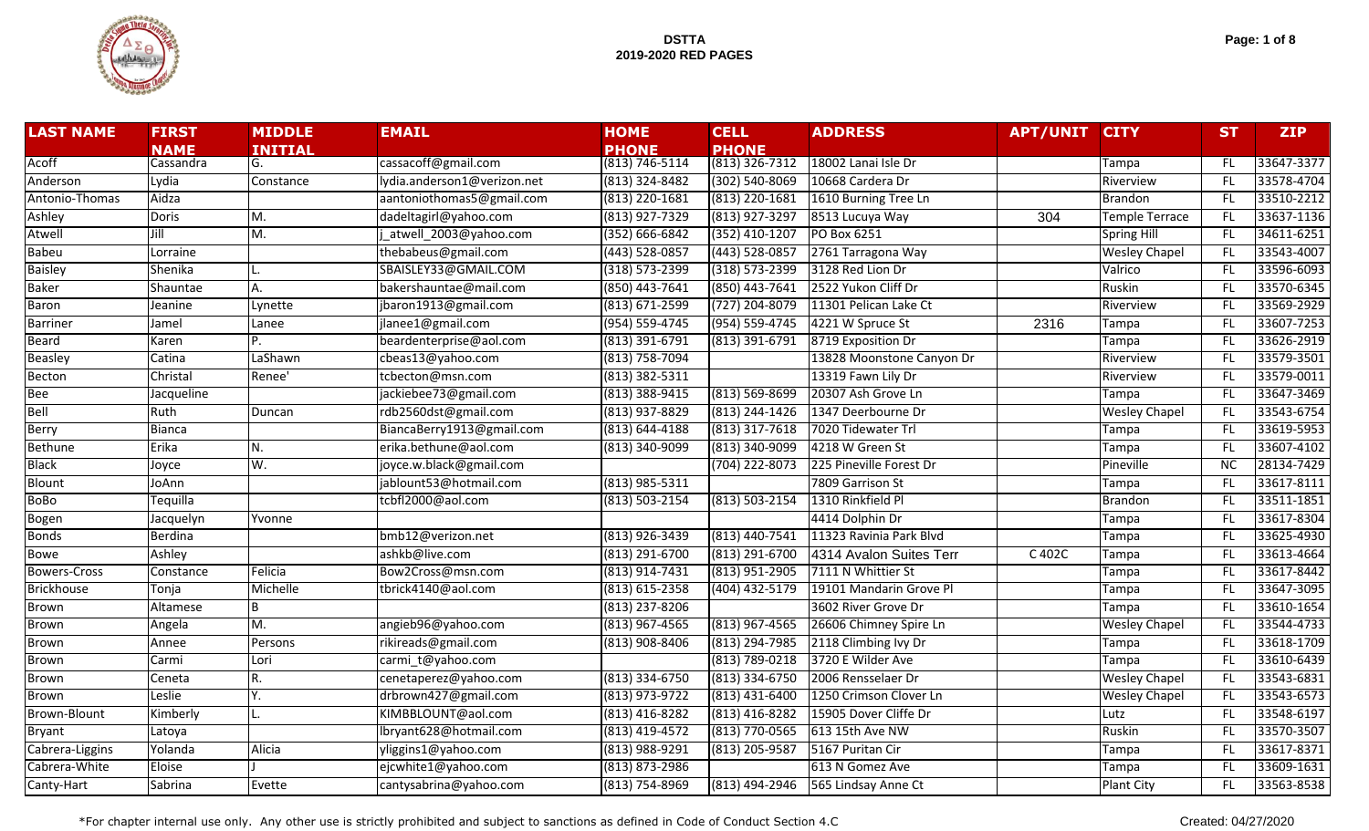# DSTTA 2019-2020 RED PAGES

| LAST NAME | FIRST NAME | MIDDLE INITIAL | EMAIL | HOME PHONE | CELL PHONE | ADDRESS | APT/UNIT | CITY | ST | ZIP |
|---|---|---|---|---|---|---|---|---|---|---|
| Acoff | Cassandra | G. | cassacoff@gmail.com | (813) 746-5114 | (813) 326-7312 | 18002 Lanai Isle Dr | | Tampa | FL | 33647-3377 |
| Anderson | Lydia | Constance | lydia.anderson1@verizon.net | (813) 324-8482 | (302) 540-8069 | 10668 Cardera Dr | | Riverview | FL | 33578-4704 |
| Antonio-Thomas | Aidza | | aantoniothomas5@gmail.com | (813) 220-1681 | (813) 220-1681 | 1610 Burning Tree Ln | | Brandon | FL | 33510-2212 |
| Ashley | Doris | M. | dadeltagirl@yahoo.com | (813) 927-7329 | (813) 927-3297 | 8513 Lucuya Way | 304 | Temple Terrace | FL | 33637-1136 |
| Atwell | Jill | M. | j_atwell_2003@yahoo.com | (352) 666-6842 | (352) 410-1207 | PO Box 6251 | | Spring Hill | FL | 34611-6251 |
| Babeu | Lorraine | | thebabeus@gmail.com | (443) 528-0857 | (443) 528-0857 | 2761 Tarragona Way | | Wesley Chapel | FL | 33543-4007 |
| Baisley | Shenika | L. | SBAISLEY33@GMAIL.COM | (318) 573-2399 | (318) 573-2399 | 3128 Red Lion Dr | | Valrico | FL | 33596-6093 |
| Baker | Shauntae | A. | bakershauntae@mail.com | (850) 443-7641 | (850) 443-7641 | 2522 Yukon Cliff Dr | | Ruskin | FL | 33570-6345 |
| Baron | Jeanine | Lynette | jbaron1913@gmail.com | (813) 671-2599 | (727) 204-8079 | 11301 Pelican Lake Ct | | Riverview | FL | 33569-2929 |
| Barriner | Jamel | Lanee | jlanee1@gmail.com | (954) 559-4745 | (954) 559-4745 | 4221 W Spruce St | 2316 | Tampa | FL | 33607-7253 |
| Beard | Karen | P. | beardenterprise@aol.com | (813) 391-6791 | (813) 391-6791 | 8719 Exposition Dr | | Tampa | FL | 33626-2919 |
| Beasley | Catina | LaShawn | cbeas13@yahoo.com | (813) 758-7094 | | 13828 Moonstone Canyon Dr | | Riverview | FL | 33579-3501 |
| Becton | Christal | Renee' | tcbecton@msn.com | (813) 382-5311 | | 13319 Fawn Lily Dr | | Riverview | FL | 33579-0011 |
| Bee | Jacqueline | | jackiebee73@gmail.com | (813) 388-9415 | (813) 569-8699 | 20307 Ash Grove Ln | | Tampa | FL | 33647-3469 |
| Bell | Ruth | Duncan | rdb2560dst@gmail.com | (813) 937-8829 | (813) 244-1426 | 1347 Deerbourne Dr | | Wesley Chapel | FL | 33543-6754 |
| Berry | Bianca | | BiancaBerry1913@gmail.com | (813) 644-4188 | (813) 317-7618 | 7020 Tidewater Trl | | Tampa | FL | 33619-5953 |
| Bethune | Erika | N. | erika.bethune@aol.com | (813) 340-9099 | (813) 340-9099 | 4218 W Green St | | Tampa | FL | 33607-4102 |
| Black | Joyce | W. | joyce.w.black@gmail.com | | (704) 222-8073 | 225 Pineville Forest Dr | | Pineville | NC | 28134-7429 |
| Blount | JoAnn | | jablount53@hotmail.com | (813) 985-5311 | | 7809 Garrison St | | Tampa | FL | 33617-8111 |
| BoBo | Tequilla | | tcbfl2000@aol.com | (813) 503-2154 | (813) 503-2154 | 1310 Rinkfield Pl | | Brandon | FL | 33511-1851 |
| Bogen | Jacquelyn | Yvonne | | | | 4414 Dolphin Dr | | Tampa | FL | 33617-8304 |
| Bonds | Berdina | | bmb12@verizon.net | (813) 926-3439 | (813) 440-7541 | 11323 Ravinia Park Blvd | | Tampa | FL | 33625-4930 |
| Bowe | Ashley | | ashkb@live.com | (813) 291-6700 | (813) 291-6700 | 4314 Avalon Suites Terr | C 402C | Tampa | FL | 33613-4664 |
| Bowers-Cross | Constance | Felicia | Bow2Cross@msn.com | (813) 914-7431 | (813) 951-2905 | 7111 N Whittier St | | Tampa | FL | 33617-8442 |
| Brickhouse | Tonja | Michelle | tbrick4140@aol.com | (813) 615-2358 | (404) 432-5179 | 19101 Mandarin Grove Pl | | Tampa | FL | 33647-3095 |
| Brown | Altamese | B | | (813) 237-8206 | | 3602 River Grove Dr | | Tampa | FL | 33610-1654 |
| Brown | Angela | M. | angieb96@yahoo.com | (813) 967-4565 | (813) 967-4565 | 26606 Chimney Spire Ln | | Wesley Chapel | FL | 33544-4733 |
| Brown | Annee | Persons | rikireads@gmail.com | (813) 908-8406 | (813) 294-7985 | 2118 Climbing Ivy Dr | | Tampa | FL | 33618-1709 |
| Brown | Carmi | Lori | carmi_t@yahoo.com | | (813) 789-0218 | 3720 E Wilder Ave | | Tampa | FL | 33610-6439 |
| Brown | Ceneta | R. | cenetaperez@yahoo.com | (813) 334-6750 | (813) 334-6750 | 2006 Rensselaer Dr | | Wesley Chapel | FL | 33543-6831 |
| Brown | Leslie | Y. | drbrown427@gmail.com | (813) 973-9722 | (813) 431-6400 | 1250 Crimson Clover Ln | | Wesley Chapel | FL | 33543-6573 |
| Brown-Blount | Kimberly | L. | KIMBBLOUNT@aol.com | (813) 416-8282 | (813) 416-8282 | 15905 Dover Cliffe Dr | | Lutz | FL | 33548-6197 |
| Bryant | Latoya | | lbryant628@hotmail.com | (813) 419-4572 | (813) 770-0565 | 613 15th Ave NW | | Ruskin | FL | 33570-3507 |
| Cabrera-Liggins | Yolanda | Alicia | yliggins1@yahoo.com | (813) 988-9291 | (813) 205-9587 | 5167 Puritan Cir | | Tampa | FL | 33617-8371 |
| Cabrera-White | Eloise | J | ejcwhite1@yahoo.com | (813) 873-2986 | | 613 N Gomez Ave | | Tampa | FL | 33609-1631 |
| Canty-Hart | Sabrina | Evette | cantysabrina@yahoo.com | (813) 754-8969 | (813) 494-2946 | 565 Lindsay Anne Ct | | Plant City | FL | 33563-8538 |

*For chapter internal use only. Any other use is strictly prohibited and subject to sanctions as defined in Code of Conduct Section 4.C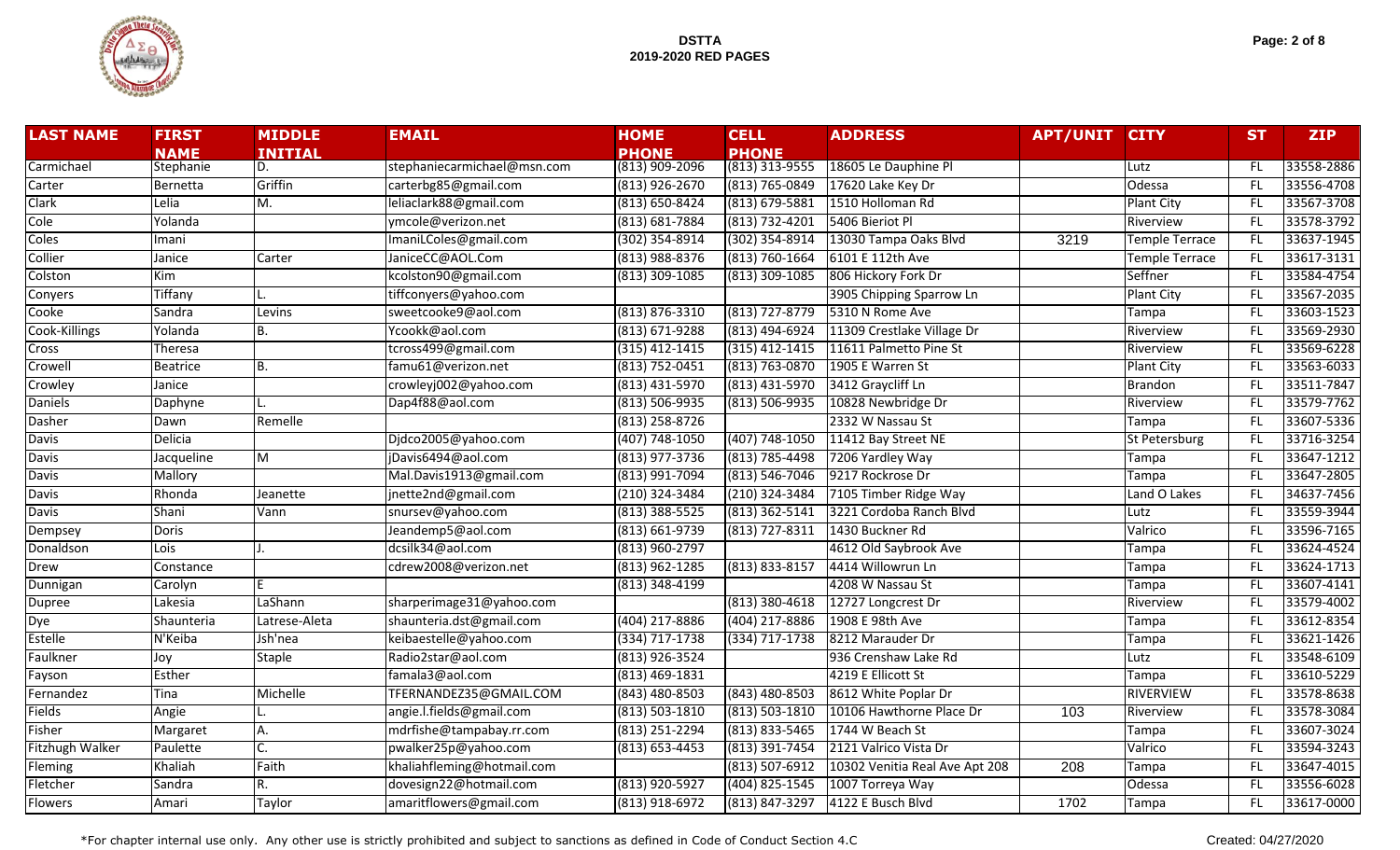# DSTTA
## 2019-2020 RED PAGES

| LAST NAME | FIRST NAME | MIDDLE INITIAL | EMAIL | HOME PHONE | CELL PHONE | ADDRESS | APT/UNIT | CITY | ST | ZIP |
|---|---|---|---|---|---|---|---|---|---|---|
| Carmichael | Stephanie | D. | stephaniecarmichael@msn.com | (813) 909-2096 | (813) 313-9555 | 18605 Le Dauphine Pl | | Lutz | FL | 33558-2886 |
| Carter | Bernetta | Griffin | carterbg85@gmail.com | (813) 926-2670 | (813) 765-0849 | 17620 Lake Key Dr | | Odessa | FL | 33556-4708 |
| Clark | Lelia | M. | leliaclark88@gmail.com | (813) 650-8424 | (813) 679-5881 | 1510 Holloman Rd | | Plant City | FL | 33567-3708 |
| Cole | Yolanda | | ymcole@verizon.net | (813) 681-7884 | (813) 732-4201 | 5406 Bieriot Pl | | Riverview | FL | 33578-3792 |
| Coles | Imani | | ImaniLColes@gmail.com | (302) 354-8914 | (302) 354-8914 | 13030 Tampa Oaks Blvd | 3219 | Temple Terrace | FL | 33637-1945 |
| Collier | Janice | Carter | JaniceCC@AOL.Com | (813) 988-8376 | (813) 760-1664 | 6101 E 112th Ave | | Temple Terrace | FL | 33617-3131 |
| Colston | Kim | | kcolston90@gmail.com | (813) 309-1085 | (813) 309-1085 | 806 Hickory Fork Dr | | Seffner | FL | 33584-4754 |
| Conyers | Tiffany | L. | tiffconyers@yahoo.com | | | 3905 Chipping Sparrow Ln | | Plant City | FL | 33567-2035 |
| Cooke | Sandra | Levins | sweetcooke9@aol.com | (813) 876-3310 | (813) 727-8779 | 5310 N Rome Ave | | Tampa | FL | 33603-1523 |
| Cook-Killings | Yolanda | B. | Ycookk@aol.com | (813) 671-9288 | (813) 494-6924 | 11309 Crestlake Village Dr | | Riverview | FL | 33569-2930 |
| Cross | Theresa | | tcross499@gmail.com | (315) 412-1415 | (315) 412-1415 | 11611 Palmetto Pine St | | Riverview | FL | 33569-6228 |
| Crowell | Beatrice | B. | famu61@verizon.net | (813) 752-0451 | (813) 763-0870 | 1905 E Warren St | | Plant City | FL | 33563-6033 |
| Crowley | Janice | | crowleyj002@yahoo.com | (813) 431-5970 | (813) 431-5970 | 3412 Graycliff Ln | | Brandon | FL | 33511-7847 |
| Daniels | Daphyne | L. | Dap4f88@aol.com | (813) 506-9935 | (813) 506-9935 | 10828 Newbridge Dr | | Riverview | FL | 33579-7762 |
| Dasher | Dawn | Remelle | | (813) 258-8726 | | 2332 W Nassau St | | Tampa | FL | 33607-5336 |
| Davis | Delicia | | Djdco2005@yahoo.com | (407) 748-1050 | (407) 748-1050 | 11412 Bay Street NE | | St Petersburg | FL | 33716-3254 |
| Davis | Jacqueline | M | jDavis6494@aol.com | (813) 977-3736 | (813) 785-4498 | 7206 Yardley Way | | Tampa | FL | 33647-1212 |
| Davis | Mallory | | Mal.Davis1913@gmail.com | (813) 991-7094 | (813) 546-7046 | 9217 Rockrose Dr | | Tampa | FL | 33647-2805 |
| Davis | Rhonda | Jeanette | jnette2nd@gmail.com | (210) 324-3484 | (210) 324-3484 | 7105 Timber Ridge Way | | Land O Lakes | FL | 34637-7456 |
| Davis | Shani | Vann | snursev@yahoo.com | (813) 388-5525 | (813) 362-5141 | 3221 Cordoba Ranch Blvd | | Lutz | FL | 33559-3944 |
| Dempsey | Doris | | Jeandemp5@aol.com | (813) 661-9739 | (813) 727-8311 | 1430 Buckner Rd | | Valrico | FL | 33596-7165 |
| Donaldson | Lois | J. | dcsilk34@aol.com | (813) 960-2797 | | 4612 Old Saybrook Ave | | Tampa | FL | 33624-4524 |
| Drew | Constance | | cdrew2008@verizon.net | (813) 962-1285 | (813) 833-8157 | 4414 Willowrun Ln | | Tampa | FL | 33624-1713 |
| Dunnigan | Carolyn | E | | (813) 348-4199 | | 4208 W Nassau St | | Tampa | FL | 33607-4141 |
| Dupree | Lakesia | LaShann | sharperimage31@yahoo.com | | (813) 380-4618 | 12727 Longcrest Dr | | Riverview | FL | 33579-4002 |
| Dye | Shaunteria | Latrese-Aleta | shaunteria.dst@gmail.com | (404) 217-8886 | (404) 217-8886 | 1908 E 98th Ave | | Tampa | FL | 33612-8354 |
| Estelle | N'Keiba | Jsh'nea | keibaestelle@yahoo.com | (334) 717-1738 | (334) 717-1738 | 8212 Marauder Dr | | Tampa | FL | 33621-1426 |
| Faulkner | Joy | Staple | Radio2star@aol.com | (813) 926-3524 | | 936 Crenshaw Lake Rd | | Lutz | FL | 33548-6109 |
| Fayson | Esther | | famala3@aol.com | (813) 469-1831 | | 4219 E Ellicott St | | Tampa | FL | 33610-5229 |
| Fernandez | Tina | Michelle | TFERNANDEZ35@GMAIL.COM | (843) 480-8503 | (843) 480-8503 | 8612 White Poplar Dr | | RIVERVIEW | FL | 33578-8638 |
| Fields | Angie | L. | angie.l.fields@gmail.com | (813) 503-1810 | (813) 503-1810 | 10106 Hawthorne Place Dr | 103 | Riverview | FL | 33578-3084 |
| Fisher | Margaret | A. | mdrfishe@tampabay.rr.com | (813) 251-2294 | (813) 833-5465 | 1744 W Beach St | | Tampa | FL | 33607-3024 |
| Fitzhugh Walker | Paulette | C. | pwalker25p@yahoo.com | (813) 653-4453 | (813) 391-7454 | 2121 Valrico Vista Dr | | Valrico | FL | 33594-3243 |
| Fleming | Khaliah | Faith | khaliahfleming@hotmail.com | | (813) 507-6912 | 10302 Venitia Real Ave Apt 208 | 208 | Tampa | FL | 33647-4015 |
| Fletcher | Sandra | R. | dovesign22@hotmail.com | (813) 920-5927 | (404) 825-1545 | 1007 Torreya Way | | Odessa | FL | 33556-6028 |
| Flowers | Amari | Taylor | amaritflowers@gmail.com | (813) 918-6972 | (813) 847-3297 | 4122 E Busch Blvd | 1702 | Tampa | FL | 33617-0000 |

*For chapter internal use only. Any other use is strictly prohibited and subject to sanctions as defined in Code of Conduct Section 4.C

Created: 04/27/2020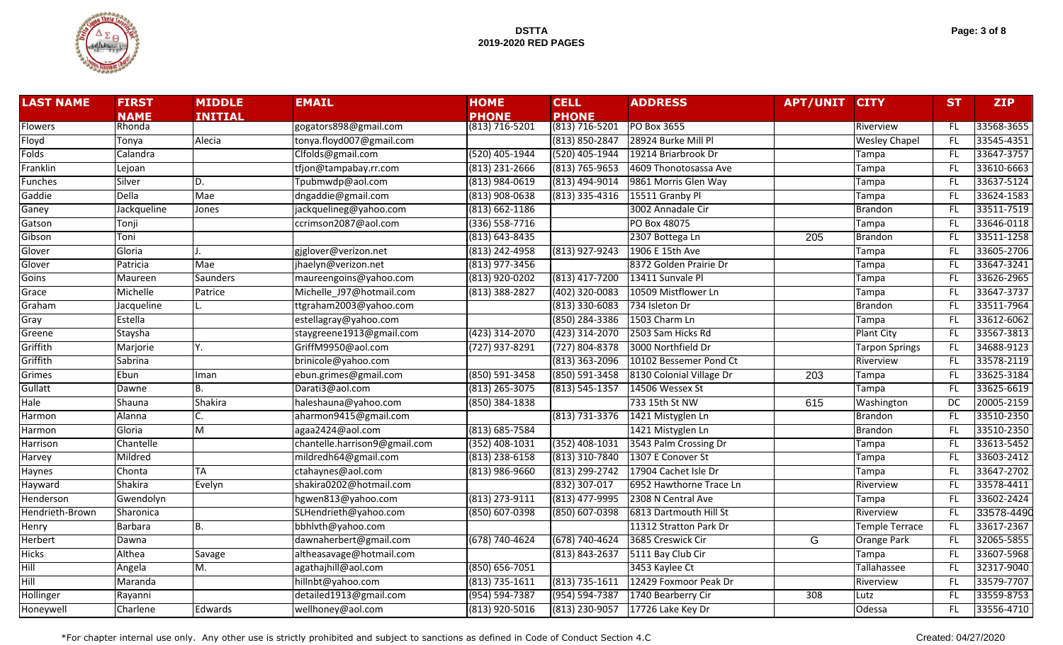# DSTTA
## 2019-2020 RED PAGES

| LAST NAME | FIRST NAME | MIDDLE INITIAL | EMAIL | HOME PHONE | CELL PHONE | ADDRESS | APT/UNIT | CITY | ST | ZIP |
|---|---|---|---|---|---|---|---|---|---|---|
| Flowers | Rhonda | | gogators898@gmail.com | (813) 716-5201 | (813) 716-5201 | PO Box 3655 | | Riverview | FL | 33568-3655 |
| Floyd | Tonya | Alecia | tonya.floyd007@gmail.com | | (813) 850-2847 | 28924 Burke Mill Pl | | Wesley Chapel | FL | 33545-4351 |
| Folds | Calandra | | Clfolds@gmail.com | (520) 405-1944 | (520) 405-1944 | 19214 Briarbrook Dr | | Tampa | FL | 33647-3757 |
| Franklin | Lejoan | | tfjon@tampabay.rr.com | (813) 231-2666 | (813) 765-9653 | 4609 Thonotosassa Ave | | Tampa | FL | 33610-6663 |
| Funches | Silver | D. | Tpubmwdp@aol.com | (813) 984-0619 | (813) 494-9014 | 9861 Morris Glen Way | | Tampa | FL | 33637-5124 |
| Gaddie | Della | Mae | dngaddie@gmail.com | (813) 908-0638 | (813) 335-4316 | 15511 Granby Pl | | Tampa | FL | 33624-1583 |
| Ganey | Jackqueline | Jones | jackquelineg@yahoo.com | (813) 662-1186 | | 3002 Annadale Cir | | Brandon | FL | 33511-7519 |
| Gatson | Tonji | | ccrimson2087@aol.com | (336) 558-7716 | | PO Box 48075 | | Tampa | FL | 33646-0118 |
| Gibson | Toni | | | (813) 643-8435 | | 2307 Bottega Ln | 205 | Brandon | FL | 33511-1258 |
| Glover | Gloria | J. | gjglover@verizon.net | (813) 242-4958 | (813) 927-9243 | 1906 E 15th Ave | | Tampa | FL | 33605-2706 |
| Glover | Patricia | Mae | jhaelyn@verizon.net | (813) 977-3456 | | 8372 Golden Prairie Dr | | Tampa | FL | 33647-3241 |
| Goins | Maureen | Saunders | maureengoins@yahoo.com | (813) 920-0202 | (813) 417-7200 | 13411 Sunvale Pl | | Tampa | FL | 33626-2965 |
| Grace | Michelle | Patrice | Michelle_J97@hotmail.com | (813) 388-2827 | (402) 320-0083 | 10509 Mistflower Ln | | Tampa | FL | 33647-3737 |
| Graham | Jacqueline | L. | ttgraham2003@yahoo.com | | (813) 330-6083 | 734 Isleton Dr | | Brandon | FL | 33511-7964 |
| Gray | Estella | | estellagray@yahoo.com | | (850) 284-3386 | 1503 Charm Ln | | Tampa | FL | 33612-6062 |
| Greene | Staysha | | staygreene1913@gmail.com | (423) 314-2070 | (423) 314-2070 | 2503 Sam Hicks Rd | | Plant City | FL | 33567-3813 |
| Griffith | Marjorie | Y. | GriffM9950@aol.com | (727) 937-8291 | (727) 804-8378 | 3000 Northfield Dr | | Tarpon Springs | FL | 34688-9123 |
| Griffith | Sabrina | | brinicole@yahoo.com | | (813) 363-2096 | 10102 Bessemer Pond Ct | | Riverview | FL | 33578-2119 |
| Grimes | Ebun | Iman | ebun.grimes@gmail.com | (850) 591-3458 | (850) 591-3458 | 8130 Colonial Village Dr | 203 | Tampa | FL | 33625-3184 |
| Gullatt | Dawne | B. | Darati3@aol.com | (813) 265-3075 | (813) 545-1357 | 14506 Wessex St | | Tampa | FL | 33625-6619 |
| Hale | Shauna | Shakira | haleshauna@yahoo.com | (850) 384-1838 | | 733 15th St NW | 615 | Washington | DC | 20005-2159 |
| Harmon | Alanna | C. | aharmon9415@gmail.com | | (813) 731-3376 | 1421 Mistyglen Ln | | Brandon | FL | 33510-2350 |
| Harmon | Gloria | M | agaa2424@aol.com | (813) 685-7584 | | 1421 Mistyglen Ln | | Brandon | FL | 33510-2350 |
| Harrison | Chantelle | | chantelle.harrison9@gmail.com | (352) 408-1031 | (352) 408-1031 | 3543 Palm Crossing Dr | | Tampa | FL | 33613-5452 |
| Harvey | Mildred | | mildredh64@gmail.com | (813) 238-6158 | (813) 310-7840 | 1307 E Conover St | | Tampa | FL | 33603-2412 |
| Haynes | Chonta | TA | ctahaynes@aol.com | (813) 986-9660 | (813) 299-2742 | 17904 Cachet Isle Dr | | Tampa | FL | 33647-2702 |
| Hayward | Shakira | Evelyn | shakira0202@hotmail.com | | (832) 307-017 | 6952 Hawthorne Trace Ln | | Riverview | FL | 33578-4411 |
| Henderson | Gwendolyn | | hgwen813@yahoo.com | (813) 273-9111 | (813) 477-9995 | 2308 N Central Ave | | Tampa | FL | 33602-2424 |
| Hendrieth-Brown | Sharonica | | SLHendrieth@yahoo.com | (850) 607-0398 | (850) 607-0398 | 6813 Dartmouth Hill St | | Riverview | FL | 33578-4490 |
| Henry | Barbara | B. | bbhlvth@yahoo.com | | | 11312 Stratton Park Dr | | Temple Terrace | FL | 33617-2367 |
| Herbert | Dawna | | dawnaherbert@gmail.com | (678) 740-4624 | (678) 740-4624 | 3685 Creswick Cir | G | Orange Park | FL | 32065-5855 |
| Hicks | Althea | Savage | altheasavage@hotmail.com | | (813) 843-2637 | 5111 Bay Club Cir | | Tampa | FL | 33607-5968 |
| Hill | Angela | M. | agathajhill@aol.com | (850) 656-7051 | | 3453 Kaylee Ct | | Tallahassee | FL | 32317-9040 |
| Hill | Maranda | | hillnbt@yahoo.com | (813) 735-1611 | (813) 735-1611 | 12429 Foxmoor Peak Dr | | Riverview | FL | 33579-7707 |
| Hollinger | Rayanni | | detailed1913@gmail.com | (954) 594-7387 | (954) 594-7387 | 1740 Bearberry Cir | 308 | Lutz | FL | 33559-8753 |
| Honeywell | Charlene | Edwards | wellhoney@aol.com | (813) 920-5016 | (813) 230-9057 | 17726 Lake Key Dr | | Odessa | FL | 33556-4710 |

*For chapter internal use only. Any other use is strictly prohibited and subject to sanctions as defined in Code of Conduct Section 4.C

Created: 04/27/2020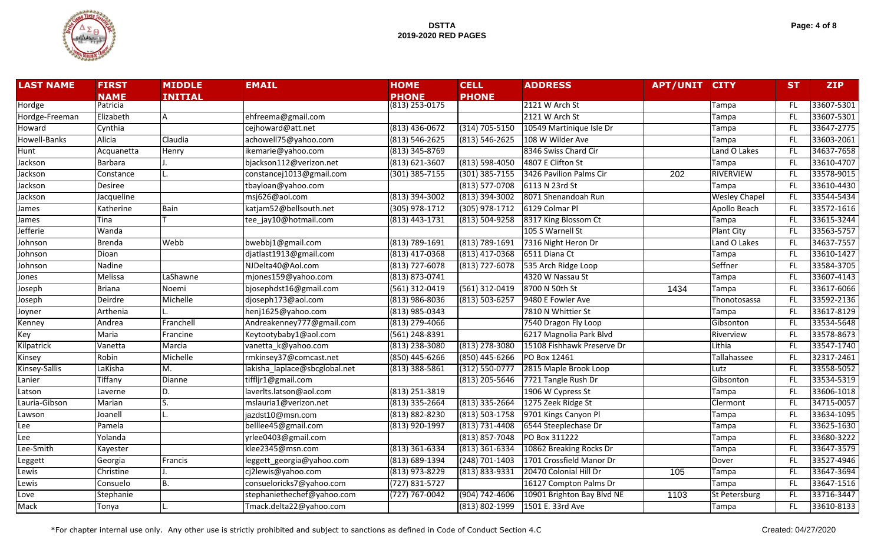| LAST NAME | FIRST NAME | MIDDLE INITIAL | EMAIL | HOME PHONE | CELL PHONE | ADDRESS | APT/UNIT | CITY | ST | ZIP |
|---|---|---|---|---|---|---|---|---|---|---|
| Hordge | Patricia | | | (813) 253-0175 | | 2121 W Arch St | | Tampa | FL | 33607-5301 |
| Hordge-Freeman | Elizabeth | A | ehfreema@gmail.com | | | 2121 W Arch St | | Tampa | FL | 33607-5301 |
| Howard | Cynthia | | cejhoward@att.net | (813) 436-0672 | (314) 705-5150 | 10549 Martinique Isle Dr | | Tampa | FL | 33647-2775 |
| Howell-Banks | Alicia | Claudia | achowell75@yahoo.com | (813) 546-2625 | (813) 546-2625 | 108 W Wilder Ave | | Tampa | FL | 33603-2061 |
| Hunt | Acquanetta | Henry | ikemarie@yahoo.com | (813) 345-8769 | | 8346 Swiss Chard Cir | | Land O Lakes | FL | 34637-7658 |
| Jackson | Barbara | J. | bjackson112@verizon.net | (813) 621-3607 | (813) 598-4050 | 4807 E Clifton St | | Tampa | FL | 33610-4707 |
| Jackson | Constance | L. | constancej1013@gmail.com | (301) 385-7155 | (301) 385-7155 | 3426 Pavilion Palms Cir | 202 | RIVERVIEW | FL | 33578-9015 |
| Jackson | Desiree | | tbayloan@yahoo.com | | (813) 577-0708 | 6113 N 23rd St | | Tampa | FL | 33610-4430 |
| Jackson | Jacqueline | | msj626@aol.com | (813) 394-3002 | (813) 394-3002 | 8071 Shenandoah Run | | Wesley Chapel | FL | 33544-5434 |
| James | Katherine | Bain | katjam52@bellsouth.net | (305) 978-1712 | (305) 978-1712 | 6129 Colmar Pl | | Apollo Beach | FL | 33572-1616 |
| James | Tina | T | tee_jay10@hotmail.com | (813) 443-1731 | (813) 504-9258 | 8317 King Blossom Ct | | Tampa | FL | 33615-3244 |
| Jefferie | Wanda | | | | | 105 S Warnell St | | Plant City | FL | 33563-5757 |
| Johnson | Brenda | Webb | bwebbj1@gmail.com | (813) 789-1691 | (813) 789-1691 | 7316 Night Heron Dr | | Land O Lakes | FL | 34637-7557 |
| Johnson | Dioan | | djatlast1913@gmail.com | (813) 417-0368 | (813) 417-0368 | 6511 Diana Ct | | Tampa | FL | 33610-1427 |
| Johnson | Nadine | | NJDelta40@Aol.com | (813) 727-6078 | (813) 727-6078 | 535 Arch Ridge Loop | | Seffner | FL | 33584-3705 |
| Jones | Melissa | LaShawne | mjones159@yahoo.com | (813) 873-0741 | | 4320 W Nassau St | | Tampa | FL | 33607-4143 |
| Joseph | Briana | Noemi | bjosephdst16@gmail.com | (561) 312-0419 | (561) 312-0419 | 8700 N 50th St | 1434 | Tampa | FL | 33617-6066 |
| Joseph | Deirdre | Michelle | djoseph173@aol.com | (813) 986-8036 | (813) 503-6257 | 9480 E Fowler Ave | | Thonotosassa | FL | 33592-2136 |
| Joyner | Arthenia | L. | henj1625@yahoo.com | (813) 985-0343 | | 7810 N Whittier St | | Tampa | FL | 33617-8129 |
| Kenney | Andrea | Franchell | Andreakenney777@gmail.com | (813) 279-4066 | | 7540 Dragon Fly Loop | | Gibsonton | FL | 33534-5648 |
| Key | Maria | Francine | Keytootybaby1@aol.com | (561) 248-8391 | | 6217 Magnolia Park Blvd | | Riverview | FL | 33578-8673 |
| Kilpatrick | Vanetta | Marcia | vanetta_k@yahoo.com | (813) 238-3080 | (813) 278-3080 | 15108 Fishhawk Preserve Dr | | Lithia | FL | 33547-1740 |
| Kinsey | Robin | Michelle | rmkinsey37@comcast.net | (850) 445-6266 | (850) 445-6266 | PO Box 12461 | | Tallahassee | FL | 32317-2461 |
| Kinsey-Sallis | LaKisha | M. | lakisha_laplace@sbcglobal.net | (813) 388-5861 | (312) 550-0777 | 2815 Maple Brook Loop | | Lutz | FL | 33558-5052 |
| Lanier | Tiffany | Dianne | tiffljr1@gmail.com | | (813) 205-5646 | 7721 Tangle Rush Dr | | Gibsonton | FL | 33534-5319 |
| Latson | Laverne | D. | laverlts.latson@aol.com | (813) 251-3819 | | 1906 W Cypress St | | Tampa | FL | 33606-1018 |
| Lauria-Gibson | Marian | S. | mslauria1@verizon.net | (813) 335-2664 | (813) 335-2664 | 1275 Zeek Ridge St | | Clermont | FL | 34715-0057 |
| Lawson | Joanell | L. | jazdst10@msn.com | (813) 882-8230 | (813) 503-1758 | 9701 Kings Canyon Pl | | Tampa | FL | 33634-1095 |
| Lee | Pamela | | belllee45@gmail.com | (813) 920-1997 | (813) 731-4408 | 6544 Steeplechase Dr | | Tampa | FL | 33625-1630 |
| Lee | Yolanda | | yrlee0403@gmail.com | | (813) 857-7048 | PO Box 311222 | | Tampa | FL | 33680-3222 |
| Lee-Smith | Kayester | | klee2345@msn.com | (813) 361-6334 | (813) 361-6334 | 10862 Breaking Rocks Dr | | Tampa | FL | 33647-3579 |
| Leggett | Georgia | Francis | leggett_georgia@yahoo.com | (813) 689-1394 | (248) 701-1403 | 1701 Crossfield Manor Dr | | Dover | FL | 33527-4946 |
| Lewis | Christine | J. | cj2lewis@yahoo.com | (813) 973-8229 | (813) 833-9331 | 20470 Colonial Hill Dr | 105 | Tampa | FL | 33647-3694 |
| Lewis | Consuelo | B. | consueloricks7@yahoo.com | (727) 831-5727 | | 16127 Compton Palms Dr | | Tampa | FL | 33647-1516 |
| Love | Stephanie | | stephaniethechef@yahoo.com | (727) 767-0042 | (904) 742-4606 | 10901 Brighton Bay Blvd NE | 1103 | St Petersburg | FL | 33716-3447 |
| Mack | Tonya | L. | Tmack.delta22@yahoo.com | | (813) 802-1999 | 1501 E. 33rd Ave | | Tampa | FL | 33610-8133 |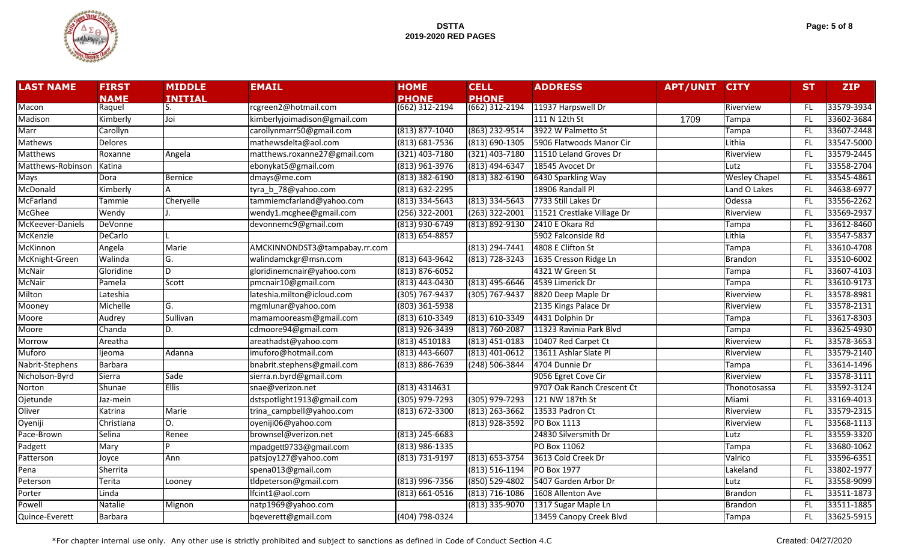# DSTTA
## 2019-2020 RED PAGES

| LAST NAME | FIRST NAME | MIDDLE INITIAL | EMAIL | HOME PHONE | CELL PHONE | ADDRESS | APT/UNIT | CITY | ST | ZIP |
|---|---|---|---|---|---|---|---|---|---|---|
| Macon | Raquel | S. | rcgreen2@hotmail.com | (662) 312-2194 | (662) 312-2194 | 11937 Harpswell Dr | | Riverview | FL | 33579-3934 |
| Madison | Kimberly | Joi | kimberlyjoimadison@gmail.com | | | 111 N 12th St | 1709 | Tampa | FL | 33602-3684 |
| Marr | Carollyn | | carollynmarr50@gmail.com | (813) 877-1040 | (863) 232-9514 | 3922 W Palmetto St | | Tampa | FL | 33607-2448 |
| Mathews | Delores | | mathewsdelta@aol.com | (813) 681-7536 | (813) 690-1305 | 5906 Flatwoods Manor Cir | | Lithia | FL | 33547-5000 |
| Matthews | Roxanne | Angela | matthews.roxanne27@gmail.com | (321) 403-7180 | (321) 403-7180 | 11510 Leland Groves Dr | | Riverview | FL | 33579-2445 |
| Matthews-Robinson | Katina | | ebonykat5@gmail.com | (813) 961-3976 | (813) 494-6347 | 18545 Avocet Dr | | Lutz | FL | 33558-2704 |
| Mays | Dora | Bernice | dmays@me.com | (813) 382-6190 | (813) 382-6190 | 6430 Sparkling Way | | Wesley Chapel | FL | 33545-4861 |
| McDonald | Kimberly | A | tyra_b_78@yahoo.com | (813) 632-2295 | | 18906 Randall Pl | | Land O Lakes | FL | 34638-6977 |
| McFarland | Tammie | Cheryelle | tammiemcfarland@yahoo.com | (813) 334-5643 | (813) 334-5643 | 7733 Still Lakes Dr | | Odessa | FL | 33556-2262 |
| McGhee | Wendy | J. | wendy1.mcghee@gmail.com | (256) 322-2001 | (263) 322-2001 | 11521 Crestlake Village Dr | | Riverview | FL | 33569-2937 |
| McKeever-Daniels | DeVonne | | devonnemc9@gmail.com | (813) 930-6749 | (813) 892-9130 | 2410 E Okara Rd | | Tampa | FL | 33612-8460 |
| McKenzie | DeCarlo | L | | (813) 654-8857 | | 5902 Falconside Rd | | Lithia | FL | 33547-5837 |
| McKinnon | Angela | Marie | AMCKINNONDST3@tampabay.rr.com | | (813) 294-7441 | 4808 E Clifton St | | Tampa | FL | 33610-4708 |
| McKnight-Green | Walinda | G. | walindamckgr@msn.com | (813) 643-9642 | (813) 728-3243 | 1635 Cresson Ridge Ln | | Brandon | FL | 33510-6002 |
| McNair | Gloridine | D | gloridinemcnair@yahoo.com | (813) 876-6052 | | 4321 W Green St | | Tampa | FL | 33607-4103 |
| McNair | Pamela | Scott | pmcnair10@gmail.com | (813) 443-0430 | (813) 495-6646 | 4539 Limerick Dr | | Tampa | FL | 33610-9173 |
| Milton | Lateshia | | lateshia.milton@icloud.com | (305) 767-9437 | (305) 767-9437 | 8820 Deep Maple Dr | | Riverview | FL | 33578-8981 |
| Mooney | Michelle | G. | mgmlunar@yahoo.com | (803) 361-5938 | | 2135 Kings Palace Dr | | Riverview | FL | 33578-2131 |
| Moore | Audrey | Sullivan | mamamooreasm@gmail.com | (813) 610-3349 | (813) 610-3349 | 4431 Dolphin Dr | | Tampa | FL | 33617-8303 |
| Moore | Chanda | D. | cdmoore94@gmail.com | (813) 926-3439 | (813) 760-2087 | 11323 Ravinia Park Blvd | | Tampa | FL | 33625-4930 |
| Morrow | Areatha | | areathadst@yahoo.com | (813) 4510183 | (813) 451-0183 | 10407 Red Carpet Ct | | Riverview | FL | 33578-3653 |
| Muforo | Ijeoma | Adanna | imuforo@hotmail.com | (813) 443-6607 | (813) 401-0612 | 13611 Ashlar Slate Pl | | Riverview | FL | 33579-2140 |
| Nabrit-Stephens | Barbara | | bnabrit.stephens@gmail.com | (813) 886-7639 | (248) 506-3844 | 4704 Dunnie Dr | | Tampa | FL | 33614-1496 |
| Nicholson-Byrd | Sierra | Sade | sierra.n.byrd@gmail.com | | | 9056 Egret Cove Cir | | Riverview | FL | 33578-3111 |
| Norton | Shunae | Ellis | snae@verizon.net | (813) 4314631 | | 9707 Oak Ranch Crescent Ct | | Thonotosassa | FL | 33592-3124 |
| Ojetunde | Jaz-mein | | dstspotlight1913@gmail.com | (305) 979-7293 | (305) 979-7293 | 121 NW 187th St | | Miami | FL | 33169-4013 |
| Oliver | Katrina | Marie | trina_campbell@yahoo.com | (813) 672-3300 | (813) 263-3662 | 13533 Padron Ct | | Riverview | FL | 33579-2315 |
| Oyeniji | Christiana | O. | oyeniji06@yahoo.com | | (813) 928-3592 | PO Box 1113 | | Riverview | FL | 33568-1113 |
| Pace-Brown | Selina | Renee | brownsel@verizon.net | (813) 245-6683 | | 24830 Silversmith Dr | | Lutz | FL | 33559-3320 |
| Padgett | Mary | P | mpadgett9733@gmail.com | (813) 986-1335 | | PO Box 11062 | | Tampa | FL | 33680-1062 |
| Patterson | Joyce | Ann | patsjoy127@yahoo.com | (813) 731-9197 | (813) 653-3754 | 3613 Cold Creek Dr | | Valrico | FL | 33596-6351 |
| Pena | Sherrita | | spena013@gmail.com | | (813) 516-1194 | PO Box 1977 | | Lakeland | FL | 33802-1977 |
| Peterson | Terita | Looney | tldpeterson@gmail.com | (813) 996-7356 | (850) 529-4802 | 5407 Garden Arbor Dr | | Lutz | FL | 33558-9099 |
| Porter | Linda | | lfcint1@aol.com | (813) 661-0516 | (813) 716-1086 | 1608 Allenton Ave | | Brandon | FL | 33511-1873 |
| Powell | Natalie | Mignon | natp1969@yahoo.com | | (813) 335-9070 | 1317 Sugar Maple Ln | | Brandon | FL | 33511-1885 |
| Quince-Everett | Barbara | | bqeverett@gmail.com | (404) 798-0324 | | 13459 Canopy Creek Blvd | | Tampa | FL | 33625-5915 |

*For chapter internal use only. Any other use is strictly prohibited and subject to sanctions as defined in Code of Conduct Section 4.C

Created: 04/27/2020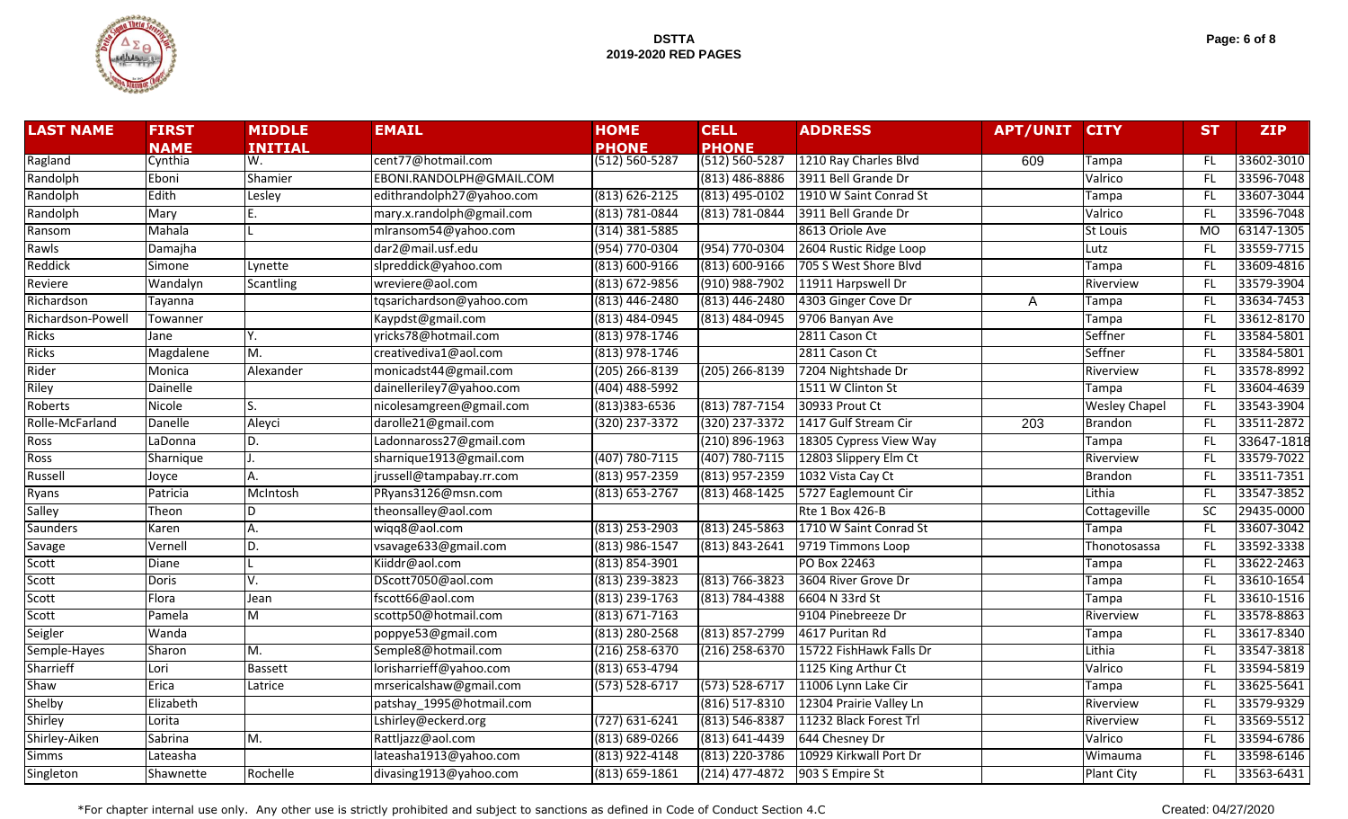# DSTTA
## 2019-2020 RED PAGES

| LAST NAME | FIRST NAME | MIDDLE INITIAL | EMAIL | HOME PHONE | CELL PHONE | ADDRESS | APT/UNIT | CITY | ST | ZIP |
|---|---|---|---|---|---|---|---|---|---|---|
| Ragland | Cynthia | W. | cent77@hotmail.com | (512) 560-5287 | (512) 560-5287 | 1210 Ray Charles Blvd | 609 | Tampa | FL | 33602-3010 |
| Randolph | Eboni | Shamier | EBONI.RANDOLPH@GMAIL.COM | | (813) 486-8886 | 3911 Bell Grande Dr | | Valrico | FL | 33596-7048 |
| Randolph | Edith | Lesley | edithrandolph27@yahoo.com | (813) 626-2125 | (813) 495-0102 | 1910 W Saint Conrad St | | Tampa | FL | 33607-3044 |
| Randolph | Mary | E. | mary.x.randolph@gmail.com | (813) 781-0844 | (813) 781-0844 | 3911 Bell Grande Dr | | Valrico | FL | 33596-7048 |
| Ransom | Mahala | L | mlransom54@yahoo.com | (314) 381-5885 | | 8613 Oriole Ave | | St Louis | MO | 63147-1305 |
| Rawls | Damajha | | dar2@mail.usf.edu | (954) 770-0304 | (954) 770-0304 | 2604 Rustic Ridge Loop | | Lutz | FL | 33559-7715 |
| Reddick | Simone | Lynette | slpreddick@yahoo.com | (813) 600-9166 | (813) 600-9166 | 705 S West Shore Blvd | | Tampa | FL | 33609-4816 |
| Reviere | Wandalyn | Scantling | wreviere@aol.com | (813) 672-9856 | (910) 988-7902 | 11911 Harpswell Dr | | Riverview | FL | 33579-3904 |
| Richardson | Tayanna | | tqsarichardson@yahoo.com | (813) 446-2480 | (813) 446-2480 | 4303 Ginger Cove Dr | A | Tampa | FL | 33634-7453 |
| Richardson-Powell | Towanner | | Kaypdst@gmail.com | (813) 484-0945 | (813) 484-0945 | 9706 Banyan Ave | | Tampa | FL | 33612-8170 |
| Ricks | Jane | Y. | yricks78@hotmail.com | (813) 978-1746 | | 2811 Cason Ct | | Seffner | FL | 33584-5801 |
| Ricks | Magdalene | M. | creativediva1@aol.com | (813) 978-1746 | | 2811 Cason Ct | | Seffner | FL | 33584-5801 |
| Rider | Monica | Alexander | monicadst44@gmail.com | (205) 266-8139 | (205) 266-8139 | 7204 Nightshade Dr | | Riverview | FL | 33578-8992 |
| Riley | Dainelle | | dainelleriley7@yahoo.com | (404) 488-5992 | | 1511 W Clinton St | | Tampa | FL | 33604-4639 |
| Roberts | Nicole | S. | nicolesamgreen@gmail.com | (813)383-6536 | (813) 787-7154 | 30933 Prout Ct | | Wesley Chapel | FL | 33543-3904 |
| Rolle-McFarland | Danelle | Aleyci | darolle21@gmail.com | (320) 237-3372 | (320) 237-3372 | 1417 Gulf Stream Cir | 203 | Brandon | FL | 33511-2872 |
| Ross | LaDonna | D. | Ladonnaross27@gmail.com | | (210) 896-1963 | 18305 Cypress View Way | | Tampa | FL | 33647-1818 |
| Ross | Sharnique | J. | sharnique1913@gmail.com | (407) 780-7115 | (407) 780-7115 | 12803 Slippery Elm Ct | | Riverview | FL | 33579-7022 |
| Russell | Joyce | A. | jrussell@tampabay.rr.com | (813) 957-2359 | (813) 957-2359 | 1032 Vista Cay Ct | | Brandon | FL | 33511-7351 |
| Ryans | Patricia | McIntosh | PRyans3126@msn.com | (813) 653-2767 | (813) 468-1425 | 5727 Eaglemount Cir | | Lithia | FL | 33547-3852 |
| Salley | Theon | D | theonsalley@aol.com | | | Rte 1 Box 426-B | | Cottageville | SC | 29435-0000 |
| Saunders | Karen | A. | wiqq8@aol.com | (813) 253-2903 | (813) 245-5863 | 1710 W Saint Conrad St | | Tampa | FL | 33607-3042 |
| Savage | Vernell | D. | vsavage633@gmail.com | (813) 986-1547 | (813) 843-2641 | 9719 Timmons Loop | | Thonotosassa | FL | 33592-3338 |
| Scott | Diane | L | Kiiddr@aol.com | (813) 854-3901 | | PO Box 22463 | | Tampa | FL | 33622-2463 |
| Scott | Doris | V. | DScott7050@aol.com | (813) 239-3823 | (813) 766-3823 | 3604 River Grove Dr | | Tampa | FL | 33610-1654 |
| Scott | Flora | Jean | fscott66@aol.com | (813) 239-1763 | (813) 784-4388 | 6604 N 33rd St | | Tampa | FL | 33610-1516 |
| Scott | Pamela | M | scottp50@hotmail.com | (813) 671-7163 | | 9104 Pinebreeze Dr | | Riverview | FL | 33578-8863 |
| Seigler | Wanda | | poppye53@gmail.com | (813) 280-2568 | (813) 857-2799 | 4617 Puritan Rd | | Tampa | FL | 33617-8340 |
| Semple-Hayes | Sharon | M. | Semple8@hotmail.com | (216) 258-6370 | (216) 258-6370 | 15722 FishHawk Falls Dr | | Lithia | FL | 33547-3818 |
| Sharrieff | Lori | Bassett | lorisharrieff@yahoo.com | (813) 653-4794 | | 1125 King Arthur Ct | | Valrico | FL | 33594-5819 |
| Shaw | Erica | Latrice | mrsericalshaw@gmail.com | (573) 528-6717 | (573) 528-6717 | 11006 Lynn Lake Cir | | Tampa | FL | 33625-5641 |
| Shelby | Elizabeth | | patshay_1995@hotmail.com | | (816) 517-8310 | 12304 Prairie Valley Ln | | Riverview | FL | 33579-9329 |
| Shirley | Lorita | | Lshirley@eckerd.org | (727) 631-6241 | (813) 546-8387 | 11232 Black Forest Trl | | Riverview | FL | 33569-5512 |
| Shirley-Aiken | Sabrina | M. | Rattljazz@aol.com | (813) 689-0266 | (813) 641-4439 | 644 Chesney Dr | | Valrico | FL | 33594-6786 |
| Simms | Lateasha | | lateasha1913@yahoo.com | (813) 922-4148 | (813) 220-3786 | 10929 Kirkwall Port Dr | | Wimauma | FL | 33598-6146 |
| Singleton | Shawnette | Rochelle | divasing1913@yahoo.com | (813) 659-1861 | (214) 477-4872 | 903 S Empire St | | Plant City | FL | 33563-6431 |

*For chapter internal use only. Any other use is strictly prohibited and subject to sanctions as defined in Code of Conduct Section 4.C

Created: 04/27/2020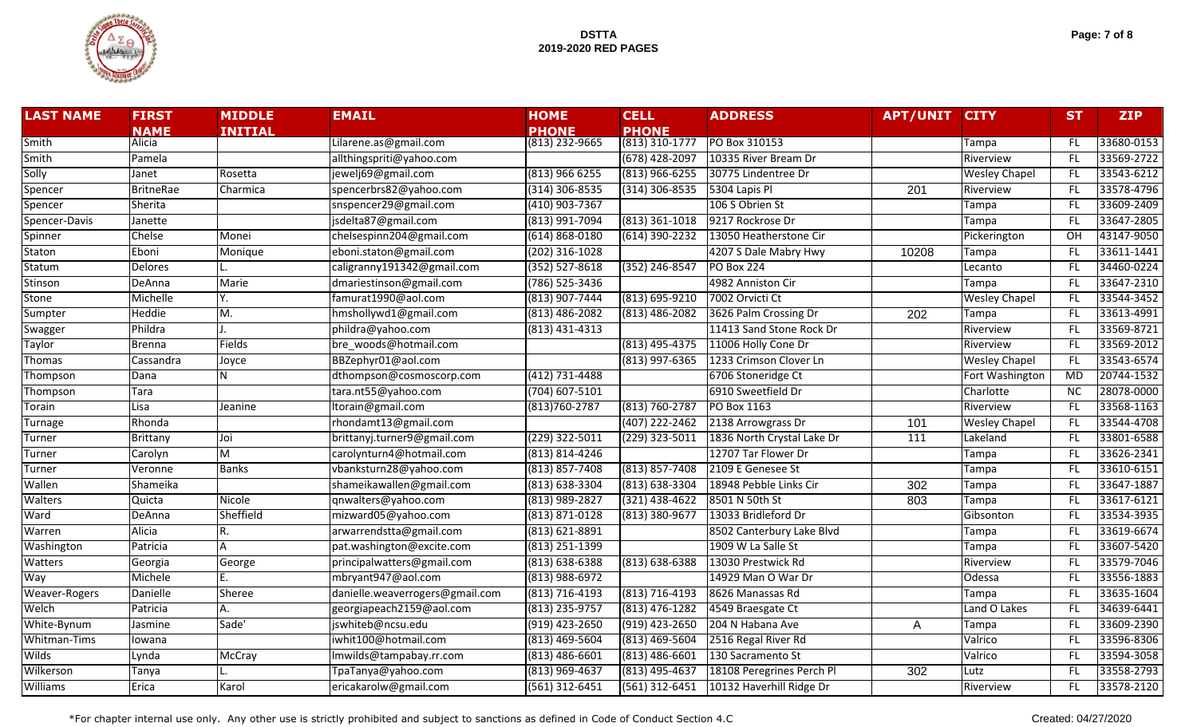**DSTTA**
**2019-2020 RED PAGES**

| LAST NAME | FIRST NAME | MIDDLE INITIAL | EMAIL | HOME PHONE | CELL PHONE | ADDRESS | APT/UNIT | CITY | ST | ZIP |
|---|---|---|---|---|---|---|---|---|---|---|
| Smith | Alicia | | Lilarene.as@gmail.com | (813) 232-9665 | (813) 310-1777 | PO Box 310153 | | Tampa | FL | 33680-0153 |
| Smith | Pamela | | allthingspriti@yahoo.com | | (678) 428-2097 | 10335 River Bream Dr | | Riverview | FL | 33569-2722 |
| Solly | Janet | Rosetta | jewelj69@gmail.com | (813) 966 6255 | (813) 966-6255 | 30775 Lindentree Dr | | Wesley Chapel | FL | 33543-6212 |
| Spencer | BritneRae | Charmica | spencerbrs82@yahoo.com | (314) 306-8535 | (314) 306-8535 | 5304 Lapis Pl | 201 | Riverview | FL | 33578-4796 |
| Spencer | Sherita | | snspencer29@gmail.com | (410) 903-7367 | | 106 S Obrien St | | Tampa | FL | 33609-2409 |
| Spencer-Davis | Janette | | jsdelta87@gmail.com | (813) 991-7094 | (813) 361-1018 | 9217 Rockrose Dr | | Tampa | FL | 33647-2805 |
| Spinner | Chelse | Monei | chelsespinn204@gmail.com | (614) 868-0180 | (614) 390-2232 | 13050 Heatherstone Cir | | Pickerington | OH | 43147-9050 |
| Staton | Eboni | Monique | eboni.staton@gmail.com | (202) 316-1028 | | 4207 S Dale Mabry Hwy | 10208 | Tampa | FL | 33611-1441 |
| Statum | Delores | L. | caligranny191342@gmail.com | (352) 527-8618 | (352) 246-8547 | PO Box 224 | | Lecanto | FL | 34460-0224 |
| Stinson | DeAnna | Marie | dmariestinson@gmail.com | (786) 525-3436 | | 4982 Anniston Cir | | Tampa | FL | 33647-2310 |
| Stone | Michelle | Y. | famurat1990@aol.com | (813) 907-7444 | (813) 695-9210 | 7002 Orvicti Ct | | Wesley Chapel | FL | 33544-3452 |
| Sumpter | Heddie | M. | hmshollywd1@gmail.com | (813) 486-2082 | (813) 486-2082 | 3626 Palm Crossing Dr | 202 | Tampa | FL | 33613-4991 |
| Swagger | Phildra | J. | phildra@yahoo.com | (813) 431-4313 | | 11413 Sand Stone Rock Dr | | Riverview | FL | 33569-8721 |
| Taylor | Brenna | Fields | bre_woods@hotmail.com | | (813) 495-4375 | 11006 Holly Cone Dr | | Riverview | FL | 33569-2012 |
| Thomas | Cassandra | Joyce | BBZephyr01@aol.com | | (813) 997-6365 | 1233 Crimson Clover Ln | | Wesley Chapel | FL | 33543-6574 |
| Thompson | Dana | N | dthompson@cosmoscorp.com | (412) 731-4488 | | 6706 Stoneridge Ct | | Fort Washington | MD | 20744-1532 |
| Thompson | Tara | | tara.nt55@yahoo.com | (704) 607-5101 | | 6910 Sweetfield Dr | | Charlotte | NC | 28078-0000 |
| Torain | Lisa | Jeanine | ltorain@gmail.com | (813)760-2787 | (813) 760-2787 | PO Box 1163 | | Riverview | FL | 33568-1163 |
| Turnage | Rhonda | | rhondamt13@gmail.com | | (407) 222-2462 | 2138 Arrowgrass Dr | 101 | Wesley Chapel | FL | 33544-4708 |
| Turner | Brittany | Joi | brittanyj.turner9@gmail.com | (229) 322-5011 | (229) 323-5011 | 1836 North Crystal Lake Dr | 111 | Lakeland | FL | 33801-6588 |
| Turner | Carolyn | M | carolynturn4@hotmail.com | (813) 814-4246 | | 12707 Tar Flower Dr | | Tampa | FL | 33626-2341 |
| Turner | Veronne | Banks | vbanksturn28@yahoo.com | (813) 857-7408 | (813) 857-7408 | 2109 E Genesee St | | Tampa | FL | 33610-6151 |
| Wallen | Shameika | | shameikawallen@gmail.com | (813) 638-3304 | (813) 638-3304 | 18948 Pebble Links Cir | 302 | Tampa | FL | 33647-1887 |
| Walters | Quicta | Nicole | qnwalters@yahoo.com | (813) 989-2827 | (321) 438-4622 | 8501 N 50th St | 803 | Tampa | FL | 33617-6121 |
| Ward | DeAnna | Sheffield | mizward05@yahoo.com | (813) 871-0128 | (813) 380-9677 | 13033 Bridleford Dr | | Gibsonton | FL | 33534-3935 |
| Warren | Alicia | R. | arwarrendstta@gmail.com | (813) 621-8891 | | 8502 Canterbury Lake Blvd | | Tampa | FL | 33619-6674 |
| Washington | Patricia | A | pat.washington@excite.com | (813) 251-1399 | | 1909 W La Salle St | | Tampa | FL | 33607-5420 |
| Watters | Georgia | George | principalwatters@gmail.com | (813) 638-6388 | (813) 638-6388 | 13030 Prestwick Rd | | Riverview | FL | 33579-7046 |
| Way | Michele | E. | mbryant947@aol.com | (813) 988-6972 | | 14929 Man O War Dr | | Odessa | FL | 33556-1883 |
| Weaver-Rogers | Danielle | Sheree | danielle.weaverrogers@gmail.com | (813) 716-4193 | (813) 716-4193 | 8626 Manassas Rd | | Tampa | FL | 33635-1604 |
| Welch | Patricia | A. | georgiapeach2159@aol.com | (813) 235-9757 | (813) 476-1282 | 4549 Braesgate Ct | | Land O Lakes | FL | 34639-6441 |
| White-Bynum | Jasmine | Sade' | jswhiteb@ncsu.edu | (919) 423-2650 | (919) 423-2650 | 204 N Habana Ave | A | Tampa | FL | 33609-2390 |
| Whitman-Tims | Iowana | | iwhit100@hotmail.com | (813) 469-5604 | (813) 469-5604 | 2516 Regal River Rd | | Valrico | FL | 33596-8306 |
| Wilds | Lynda | McCray | lmwilds@tampabay.rr.com | (813) 486-6601 | (813) 486-6601 | 130 Sacramento St | | Valrico | FL | 33594-3058 |
| Wilkerson | Tanya | L. | TpaTanya@yahoo.com | (813) 969-4637 | (813) 495-4637 | 18108 Peregrines Perch Pl | 302 | Lutz | FL | 33558-2793 |
| Williams | Erica | Karol | ericakarolw@gmail.com | (561) 312-6451 | (561) 312-6451 | 10132 Haverhill Ridge Dr | | Riverview | FL | 33578-2120 |

*For chapter internal use only. Any other use is strictly prohibited and subject to sanctions as defined in Code of Conduct Section 4.C

Created: 04/27/2020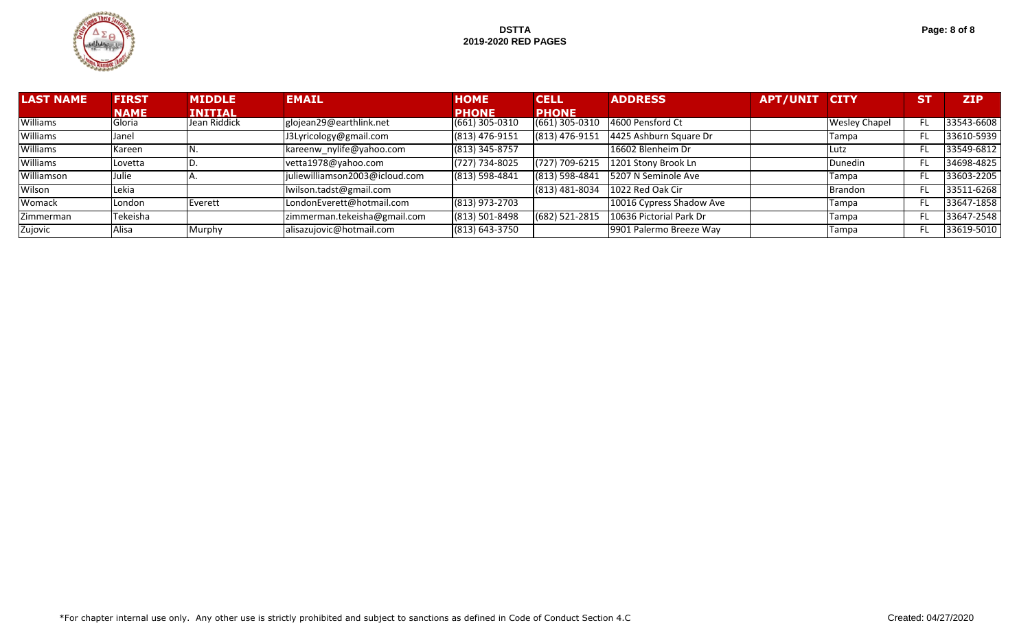| LAST NAME | FIRST NAME | MIDDLE INITIAL | EMAIL | HOME PHONE | CELL PHONE | ADDRESS | APT/UNIT | CITY | ST | ZIP |
|---|---|---|---|---|---|---|---|---|---|---|
| Williams | Gloria | Jean Riddick | glojean29@earthlink.net | (661) 305-0310 | (661) 305-0310 | 4600 Pensford Ct | | Wesley Chapel | FL | 33543-6608 |
| Williams | Janel | | J3Lyricology@gmail.com | (813) 476-9151 | (813) 476-9151 | 4425 Ashburn Square Dr | | Tampa | FL | 33610-5939 |
| Williams | Kareen | N. | kareenw_nylife@yahoo.com | (813) 345-8757 | | 16602 Blenheim Dr | | Lutz | FL | 33549-6812 |
| Williams | Lovetta | D. | vetta1978@yahoo.com | (727) 734-8025 | (727) 709-6215 | 1201 Stony Brook Ln | | Dunedin | FL | 34698-4825 |
| Williamson | Julie | A. | juliewilliamson2003@icloud.com | (813) 598-4841 | (813) 598-4841 | 5207 N Seminole Ave | | Tampa | FL | 33603-2205 |
| Wilson | Lekia | | lwilson.tadst@gmail.com | | (813) 481-8034 | 1022 Red Oak Cir | | Brandon | FL | 33511-6268 |
| Womack | London | Everett | LondonEverett@hotmail.com | (813) 973-2703 | | 10016 Cypress Shadow Ave | | Tampa | FL | 33647-1858 |
| Zimmerman | Tekeisha | | zimmerman.tekeisha@gmail.com | (813) 501-8498 | (682) 521-2815 | 10636 Pictorial Park Dr | | Tampa | FL | 33647-2548 |
| Zujovic | Alisa | Murphy | alisazujovic@hotmail.com | (813) 643-3750 | | 9901 Palermo Breeze Way | | Tampa | FL | 33619-5010 |